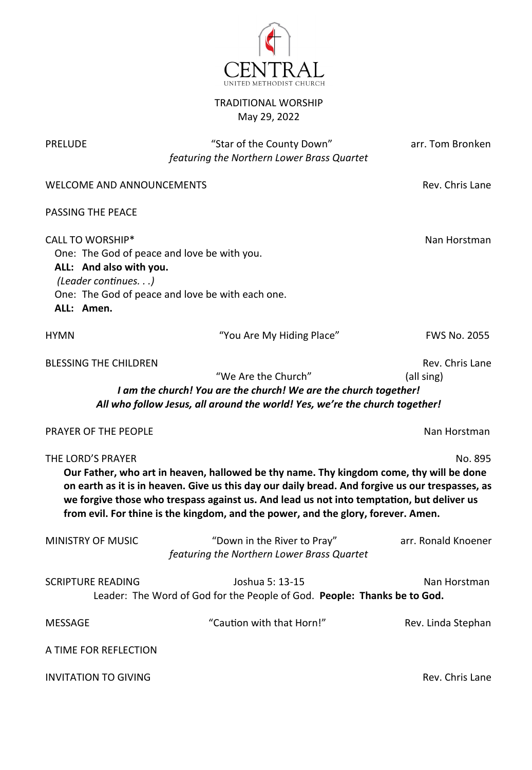# CENTRAL

UNITED METHODIST CHURCH

TRADITIONAL WORSHIP

May 29, 2022

PRELUDE — "Star of the County Down" — arr. Tom Bronken

*featuring the Northern Lower Brass Quartet*

WELCOME AND ANNOUNCEMENTS — Rev. Chris Lane

PASSING THE PEACE

CALL TO WORSHIP* — Nan Horstman

One: The God of peace and love be with you.

**ALL: And also with you.**

*(Leader continues. . .)*

One: The God of peace and love be with each one.

**ALL: Amen.**

HYMN — "You Are My Hiding Place" — FWS No. 2055

BLESSING THE CHILDREN — Rev. Chris Lane

"We Are the Church" (all sing)

***I am the church! You are the church! We are the church together!***

***All who follow Jesus, all around the world! Yes, we're the church together!***

PRAYER OF THE PEOPLE — Nan Horstman

THE LORD'S PRAYER — No. 895

**Our Father, who art in heaven, hallowed be thy name. Thy kingdom come, thy will be done on earth as it is in heaven. Give us this day our daily bread. And forgive us our trespasses, as we forgive those who trespass against us. And lead us not into temptation, but deliver us from evil. For thine is the kingdom, and the power, and the glory, forever. Amen.**

MINISTRY OF MUSIC — "Down in the River to Pray" — arr. Ronald Knoener

*featuring the Northern Lower Brass Quartet*

SCRIPTURE READING — Joshua 5: 13-15 — Nan Horstman

Leader: The Word of God for the People of God. **People: Thanks be to God.**

MESSAGE — "Caution with that Horn!" — Rev. Linda Stephan

A TIME FOR REFLECTION

INVITATION TO GIVING — Rev. Chris Lane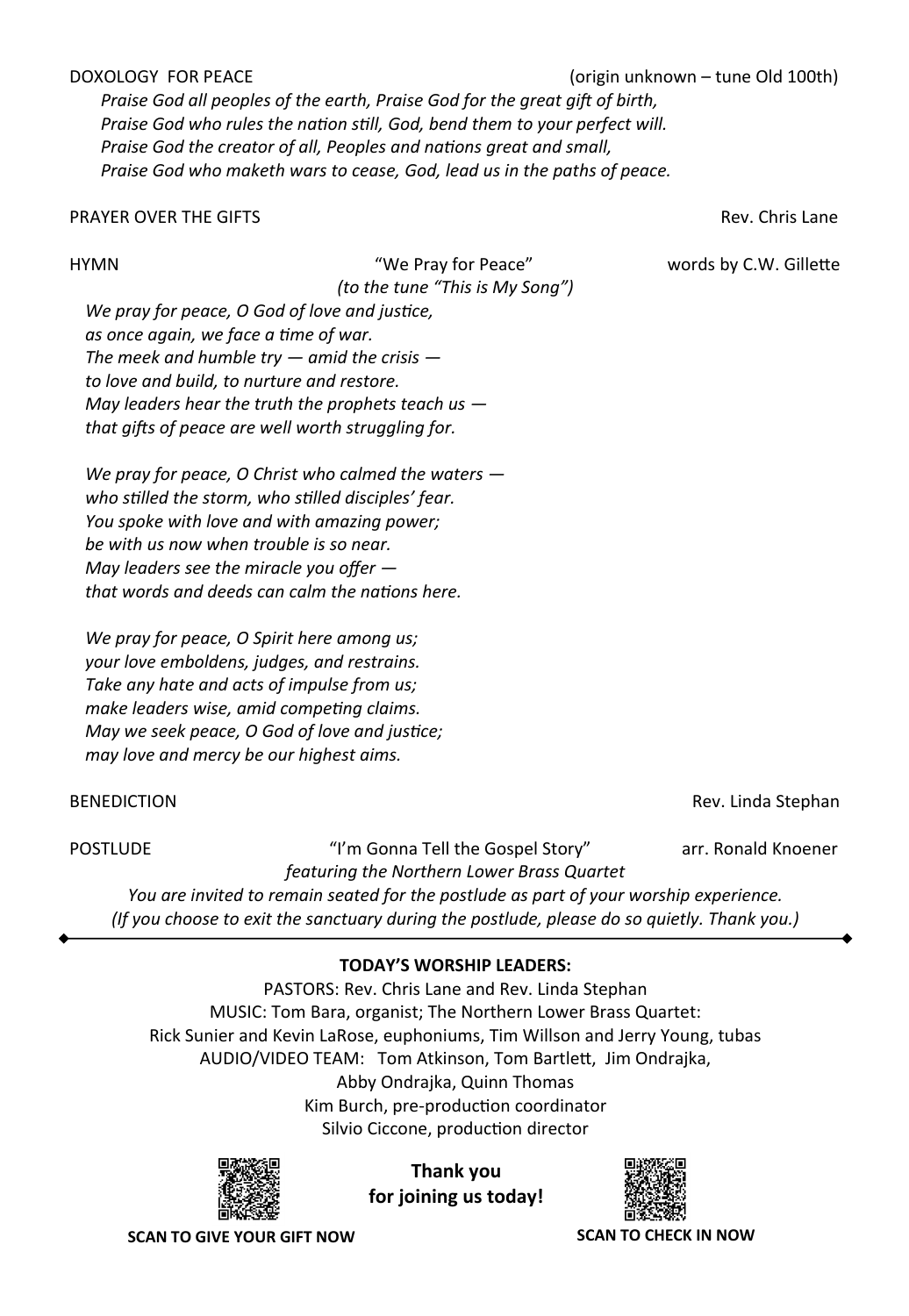DOXOLOGY FOR PEACE (origin unknown – tune Old 100th)

*Praise God all peoples of the earth, Praise God for the great gift of birth,*
*Praise God who rules the nation still, God, bend them to your perfect will.*
*Praise God the creator of all, Peoples and nations great and small,*
*Praise God who maketh wars to cease, God, lead us in the paths of peace.*

PRAYER OVER THE GIFTS Rev. Chris Lane

HYMN "We Pray for Peace" words by C.W. Gillette
*(to the tune "This is My Song")*

*We pray for peace, O God of love and justice,*
*as once again, we face a time of war.*
*The meek and humble try — amid the crisis —*
*to love and build, to nurture and restore.*
*May leaders hear the truth the prophets teach us —*
*that gifts of peace are well worth struggling for.*

*We pray for peace, O Christ who calmed the waters —*
*who stilled the storm, who stilled disciples' fear.*
*You spoke with love and with amazing power;*
*be with us now when trouble is so near.*
*May leaders see the miracle you offer —*
*that words and deeds can calm the nations here.*

*We pray for peace, O Spirit here among us;*
*your love emboldens, judges, and restrains.*
*Take any hate and acts of impulse from us;*
*make leaders wise, amid competing claims.*
*May we seek peace, O God of love and justice;*
*may love and mercy be our highest aims.*

BENEDICTION Rev. Linda Stephan

POSTLUDE "I'm Gonna Tell the Gospel Story" arr. Ronald Knoener
*featuring the Northern Lower Brass Quartet*
*You are invited to remain seated for the postlude as part of your worship experience.*
*(If you choose to exit the sanctuary during the postlude, please do so quietly. Thank you.)*

---

**TODAY'S WORSHIP LEADERS:**

PASTORS: Rev. Chris Lane and Rev. Linda Stephan
MUSIC: Tom Bara, organist; The Northern Lower Brass Quartet:
Rick Sunier and Kevin LaRose, euphoniums, Tim Willson and Jerry Young, tubas
AUDIO/VIDEO TEAM: Tom Atkinson, Tom Bartlett, Jim Ondrajka,
Abby Ondrajka, Quinn Thomas
Kim Burch, pre-production coordinator
Silvio Ciccone, production director

**Thank you for joining us today!**

**SCAN TO GIVE YOUR GIFT NOW**

**SCAN TO CHECK IN NOW**